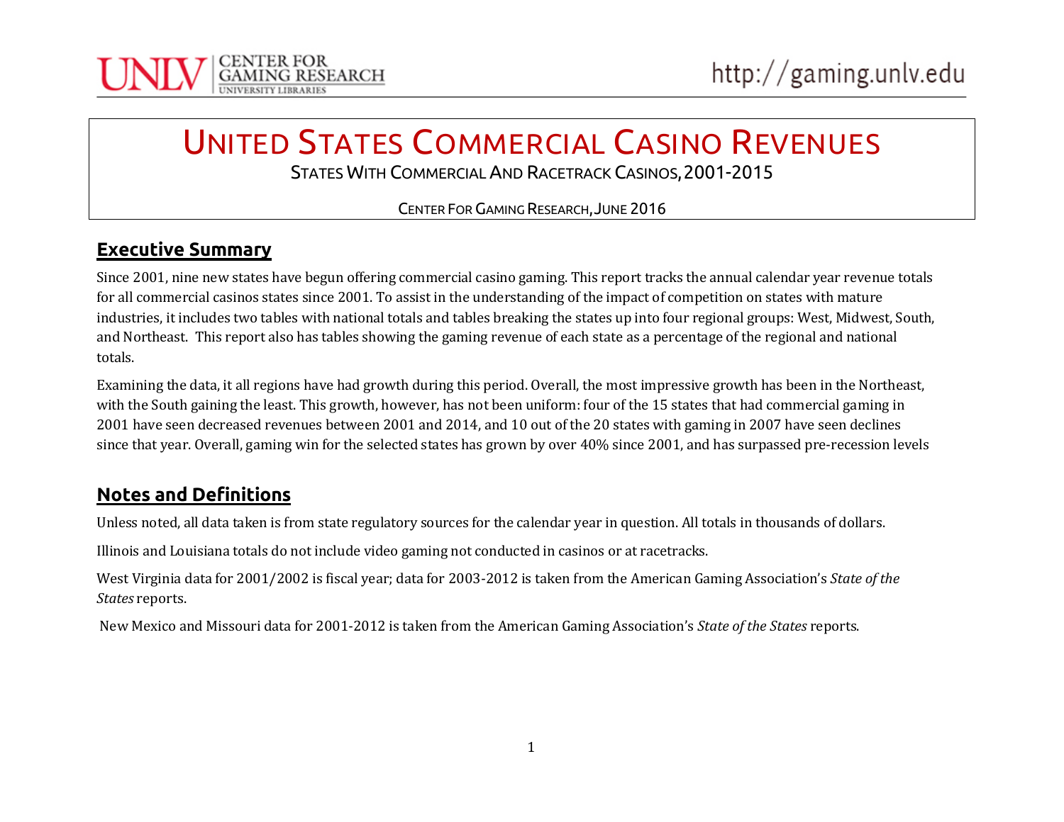# United States Commercial Casino Revenues

States With Commercial And Racetrack Casinos, 2001-2015

Center For Gaming Research, June 2016

## Executive Summary

Since 2001, nine new states have begun offering commercial casino gaming. This report tracks the annual calendar year revenue totals for all commercial casinos states since 2001. To assist in the understanding of the impact of competition on states with mature industries, it includes two tables with national totals and tables breaking the states up into four regional groups: West, Midwest, South, and Northeast. This report also has tables showing the gaming revenue of each state as a percentage of the regional and national totals.

Examining the data, it all regions have had growth during this period. Overall, the most impressive growth has been in the Northeast, with the South gaining the least. This growth, however, has not been uniform: four of the 15 states that had commercial gaming in 2001 have seen decreased revenues between 2001 and 2014, and 10 out of the 20 states with gaming in 2007 have seen declines since that year. Overall, gaming win for the selected states has grown by over 40% since 2001, and has surpassed pre-recession levels

## Notes and Definitions

Unless noted, all data taken is from state regulatory sources for the calendar year in question. All totals in thousands of dollars.

Illinois and Louisiana totals do not include video gaming not conducted in casinos or at racetracks.

West Virginia data for 2001/2002 is fiscal year; data for 2003-2012 is taken from the American Gaming Association's *State of the States* reports.

New Mexico and Missouri data for 2001-2012 is taken from the American Gaming Association's *State of the States* reports.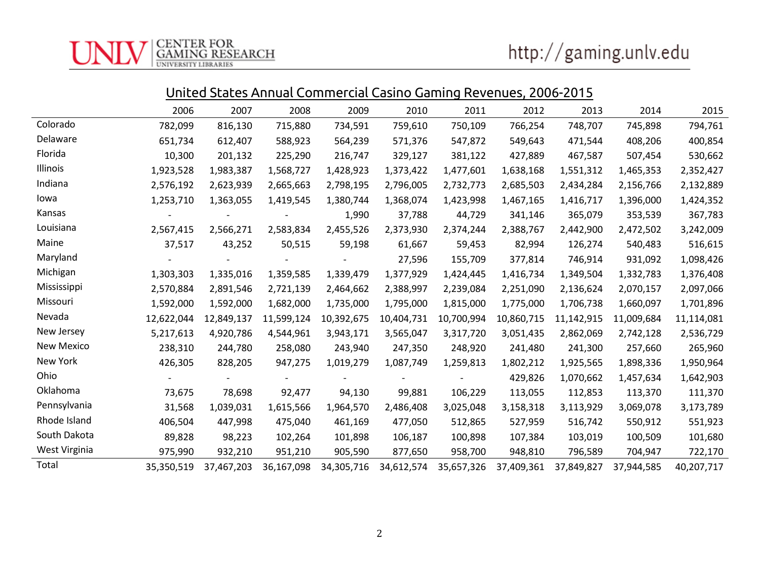# United States Annual Commercial Casino Gaming Revenues, 2006-2015

| | 2006 | 2007 | 2008 | 2009 | 2010 | 2011 | 2012 | 2013 | 2014 | 2015 |
|---|---|---|---|---|---|---|---|---|---|---|
| Colorado | 782,099 | 816,130 | 715,880 | 734,591 | 759,610 | 750,109 | 766,254 | 748,707 | 745,898 | 794,761 |
| Delaware | 651,734 | 612,407 | 588,923 | 564,239 | 571,376 | 547,872 | 549,643 | 471,544 | 408,206 | 400,854 |
| Florida | 10,300 | 201,132 | 225,290 | 216,747 | 329,127 | 381,122 | 427,889 | 467,587 | 507,454 | 530,662 |
| Illinois | 1,923,528 | 1,983,387 | 1,568,727 | 1,428,923 | 1,373,422 | 1,477,601 | 1,638,168 | 1,551,312 | 1,465,353 | 2,352,427 |
| Indiana | 2,576,192 | 2,623,939 | 2,665,663 | 2,798,195 | 2,796,005 | 2,732,773 | 2,685,503 | 2,434,284 | 2,156,766 | 2,132,889 |
| Iowa | 1,253,710 | 1,363,055 | 1,419,545 | 1,380,744 | 1,368,074 | 1,423,998 | 1,467,165 | 1,416,717 | 1,396,000 | 1,424,352 |
| Kansas | - | - | - | 1,990 | 37,788 | 44,729 | 341,146 | 365,079 | 353,539 | 367,783 |
| Louisiana | 2,567,415 | 2,566,271 | 2,583,834 | 2,455,526 | 2,373,930 | 2,374,244 | 2,388,767 | 2,442,900 | 2,472,502 | 3,242,009 |
| Maine | 37,517 | 43,252 | 50,515 | 59,198 | 61,667 | 59,453 | 82,994 | 126,274 | 540,483 | 516,615 |
| Maryland | - | - | - | - | 27,596 | 155,709 | 377,814 | 746,914 | 931,092 | 1,098,426 |
| Michigan | 1,303,303 | 1,335,016 | 1,359,585 | 1,339,479 | 1,377,929 | 1,424,445 | 1,416,734 | 1,349,504 | 1,332,783 | 1,376,408 |
| Mississippi | 2,570,884 | 2,891,546 | 2,721,139 | 2,464,662 | 2,388,997 | 2,239,084 | 2,251,090 | 2,136,624 | 2,070,157 | 2,097,066 |
| Missouri | 1,592,000 | 1,592,000 | 1,682,000 | 1,735,000 | 1,795,000 | 1,815,000 | 1,775,000 | 1,706,738 | 1,660,097 | 1,701,896 |
| Nevada | 12,622,044 | 12,849,137 | 11,599,124 | 10,392,675 | 10,404,731 | 10,700,994 | 10,860,715 | 11,142,915 | 11,009,684 | 11,114,081 |
| New Jersey | 5,217,613 | 4,920,786 | 4,544,961 | 3,943,171 | 3,565,047 | 3,317,720 | 3,051,435 | 2,862,069 | 2,742,128 | 2,536,729 |
| New Mexico | 238,310 | 244,780 | 258,080 | 243,940 | 247,350 | 248,920 | 241,480 | 241,300 | 257,660 | 265,960 |
| New York | 426,305 | 828,205 | 947,275 | 1,019,279 | 1,087,749 | 1,259,813 | 1,802,212 | 1,925,565 | 1,898,336 | 1,950,964 |
| Ohio | - | - | - | - | - | - | 429,826 | 1,070,662 | 1,457,634 | 1,642,903 |
| Oklahoma | 73,675 | 78,698 | 92,477 | 94,130 | 99,881 | 106,229 | 113,055 | 112,853 | 113,370 | 111,370 |
| Pennsylvania | 31,568 | 1,039,031 | 1,615,566 | 1,964,570 | 2,486,408 | 3,025,048 | 3,158,318 | 3,113,929 | 3,069,078 | 3,173,789 |
| Rhode Island | 406,504 | 447,998 | 475,040 | 461,169 | 477,050 | 512,865 | 527,959 | 516,742 | 550,912 | 551,923 |
| South Dakota | 89,828 | 98,223 | 102,264 | 101,898 | 106,187 | 100,898 | 107,384 | 103,019 | 100,509 | 101,680 |
| West Virginia | 975,990 | 932,210 | 951,210 | 905,590 | 877,650 | 958,700 | 948,810 | 796,589 | 704,947 | 722,170 |
| Total | 35,350,519 | 37,467,203 | 36,167,098 | 34,305,716 | 34,612,574 | 35,657,326 | 37,409,361 | 37,849,827 | 37,944,585 | 40,207,717 |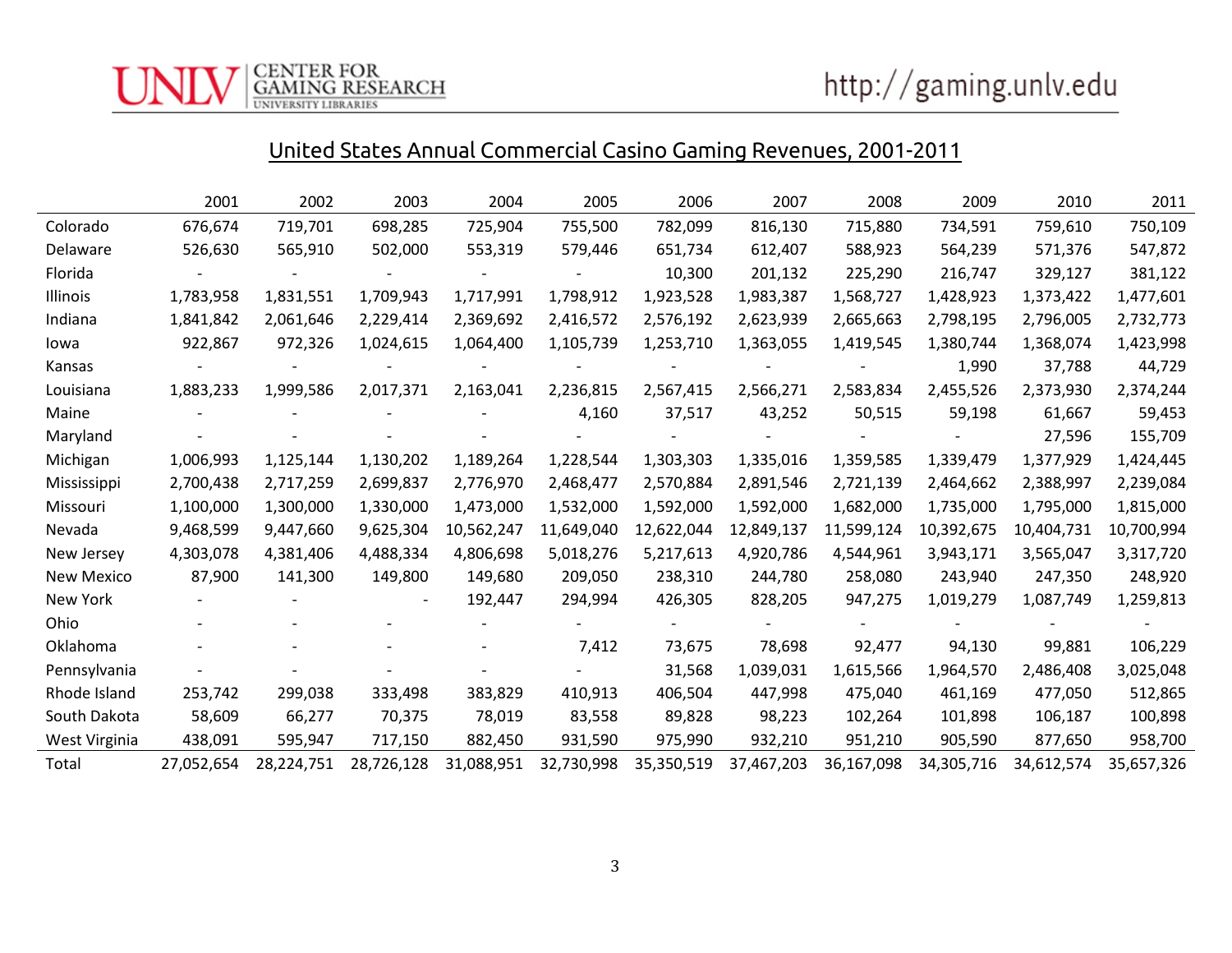## United States Annual Commercial Casino Gaming Revenues, 2001-2011

| | 2001 | 2002 | 2003 | 2004 | 2005 | 2006 | 2007 | 2008 | 2009 | 2010 | 2011 |
|---|---|---|---|---|---|---|---|---|---|---|---|
| Colorado | 676,674 | 719,701 | 698,285 | 725,904 | 755,500 | 782,099 | 816,130 | 715,880 | 734,591 | 759,610 | 750,109 |
| Delaware | 526,630 | 565,910 | 502,000 | 553,319 | 579,446 | 651,734 | 612,407 | 588,923 | 564,239 | 571,376 | 547,872 |
| Florida | - | - | - | - | - | 10,300 | 201,132 | 225,290 | 216,747 | 329,127 | 381,122 |
| Illinois | 1,783,958 | 1,831,551 | 1,709,943 | 1,717,991 | 1,798,912 | 1,923,528 | 1,983,387 | 1,568,727 | 1,428,923 | 1,373,422 | 1,477,601 |
| Indiana | 1,841,842 | 2,061,646 | 2,229,414 | 2,369,692 | 2,416,572 | 2,576,192 | 2,623,939 | 2,665,663 | 2,798,195 | 2,796,005 | 2,732,773 |
| Iowa | 922,867 | 972,326 | 1,024,615 | 1,064,400 | 1,105,739 | 1,253,710 | 1,363,055 | 1,419,545 | 1,380,744 | 1,368,074 | 1,423,998 |
| Kansas | - | - | - | - | - | - | - | - | 1,990 | 37,788 | 44,729 |
| Louisiana | 1,883,233 | 1,999,586 | 2,017,371 | 2,163,041 | 2,236,815 | 2,567,415 | 2,566,271 | 2,583,834 | 2,455,526 | 2,373,930 | 2,374,244 |
| Maine | - | - | - | - | 4,160 | 37,517 | 43,252 | 50,515 | 59,198 | 61,667 | 59,453 |
| Maryland | - | - | - | - | - | - | - | - | - | 27,596 | 155,709 |
| Michigan | 1,006,993 | 1,125,144 | 1,130,202 | 1,189,264 | 1,228,544 | 1,303,303 | 1,335,016 | 1,359,585 | 1,339,479 | 1,377,929 | 1,424,445 |
| Mississippi | 2,700,438 | 2,717,259 | 2,699,837 | 2,776,970 | 2,468,477 | 2,570,884 | 2,891,546 | 2,721,139 | 2,464,662 | 2,388,997 | 2,239,084 |
| Missouri | 1,100,000 | 1,300,000 | 1,330,000 | 1,473,000 | 1,532,000 | 1,592,000 | 1,592,000 | 1,682,000 | 1,735,000 | 1,795,000 | 1,815,000 |
| Nevada | 9,468,599 | 9,447,660 | 9,625,304 | 10,562,247 | 11,649,040 | 12,622,044 | 12,849,137 | 11,599,124 | 10,392,675 | 10,404,731 | 10,700,994 |
| New Jersey | 4,303,078 | 4,381,406 | 4,488,334 | 4,806,698 | 5,018,276 | 5,217,613 | 4,920,786 | 4,544,961 | 3,943,171 | 3,565,047 | 3,317,720 |
| New Mexico | 87,900 | 141,300 | 149,800 | 149,680 | 209,050 | 238,310 | 244,780 | 258,080 | 243,940 | 247,350 | 248,920 |
| New York | - | - | - | 192,447 | 294,994 | 426,305 | 828,205 | 947,275 | 1,019,279 | 1,087,749 | 1,259,813 |
| Ohio | - | - | - | - | - | - | - | - | - | - | - |
| Oklahoma | - | - | - | - | 7,412 | 73,675 | 78,698 | 92,477 | 94,130 | 99,881 | 106,229 |
| Pennsylvania | - | - | - | - | - | 31,568 | 1,039,031 | 1,615,566 | 1,964,570 | 2,486,408 | 3,025,048 |
| Rhode Island | 253,742 | 299,038 | 333,498 | 383,829 | 410,913 | 406,504 | 447,998 | 475,040 | 461,169 | 477,050 | 512,865 |
| South Dakota | 58,609 | 66,277 | 70,375 | 78,019 | 83,558 | 89,828 | 98,223 | 102,264 | 101,898 | 106,187 | 100,898 |
| West Virginia | 438,091 | 595,947 | 717,150 | 882,450 | 931,590 | 975,990 | 932,210 | 951,210 | 905,590 | 877,650 | 958,700 |
| Total | 27,052,654 | 28,224,751 | 28,726,128 | 31,088,951 | 32,730,998 | 35,350,519 | 37,467,203 | 36,167,098 | 34,305,716 | 34,612,574 | 35,657,326 |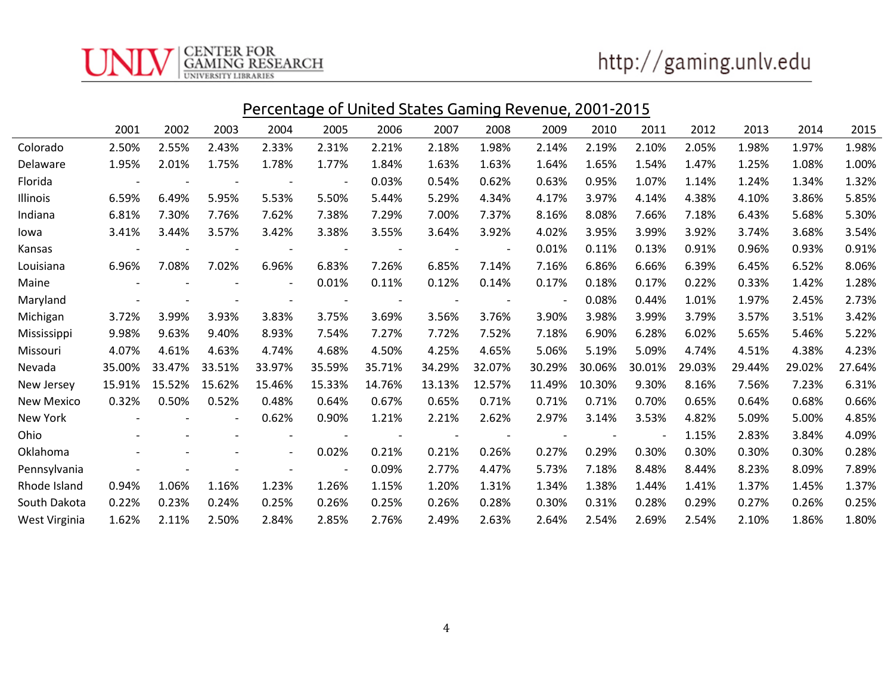## Percentage of United States Gaming Revenue, 2001-2015

| | 2001 | 2002 | 2003 | 2004 | 2005 | 2006 | 2007 | 2008 | 2009 | 2010 | 2011 | 2012 | 2013 | 2014 | 2015 |
|---|---|---|---|---|---|---|---|---|---|---|---|---|---|---|---|
| Colorado | 2.50% | 2.55% | 2.43% | 2.33% | 2.31% | 2.21% | 2.18% | 1.98% | 2.14% | 2.19% | 2.10% | 2.05% | 1.98% | 1.97% | 1.98% |
| Delaware | 1.95% | 2.01% | 1.75% | 1.78% | 1.77% | 1.84% | 1.63% | 1.63% | 1.64% | 1.65% | 1.54% | 1.47% | 1.25% | 1.08% | 1.00% |
| Florida | - | - | - | - | - | 0.03% | 0.54% | 0.62% | 0.63% | 0.95% | 1.07% | 1.14% | 1.24% | 1.34% | 1.32% |
| Illinois | 6.59% | 6.49% | 5.95% | 5.53% | 5.50% | 5.44% | 5.29% | 4.34% | 4.17% | 3.97% | 4.14% | 4.38% | 4.10% | 3.86% | 5.85% |
| Indiana | 6.81% | 7.30% | 7.76% | 7.62% | 7.38% | 7.29% | 7.00% | 7.37% | 8.16% | 8.08% | 7.66% | 7.18% | 6.43% | 5.68% | 5.30% |
| Iowa | 3.41% | 3.44% | 3.57% | 3.42% | 3.38% | 3.55% | 3.64% | 3.92% | 4.02% | 3.95% | 3.99% | 3.92% | 3.74% | 3.68% | 3.54% |
| Kansas | - | - | - | - | - | - | - | - | 0.01% | 0.11% | 0.13% | 0.91% | 0.96% | 0.93% | 0.91% |
| Louisiana | 6.96% | 7.08% | 7.02% | 6.96% | 6.83% | 7.26% | 6.85% | 7.14% | 7.16% | 6.86% | 6.66% | 6.39% | 6.45% | 6.52% | 8.06% |
| Maine | - | - | - | - | 0.01% | 0.11% | 0.12% | 0.14% | 0.17% | 0.18% | 0.17% | 0.22% | 0.33% | 1.42% | 1.28% |
| Maryland | - | - | - | - | - | - | - | - | - | 0.08% | 0.44% | 1.01% | 1.97% | 2.45% | 2.73% |
| Michigan | 3.72% | 3.99% | 3.93% | 3.83% | 3.75% | 3.69% | 3.56% | 3.76% | 3.90% | 3.98% | 3.99% | 3.79% | 3.57% | 3.51% | 3.42% |
| Mississippi | 9.98% | 9.63% | 9.40% | 8.93% | 7.54% | 7.27% | 7.72% | 7.52% | 7.18% | 6.90% | 6.28% | 6.02% | 5.65% | 5.46% | 5.22% |
| Missouri | 4.07% | 4.61% | 4.63% | 4.74% | 4.68% | 4.50% | 4.25% | 4.65% | 5.06% | 5.19% | 5.09% | 4.74% | 4.51% | 4.38% | 4.23% |
| Nevada | 35.00% | 33.47% | 33.51% | 33.97% | 35.59% | 35.71% | 34.29% | 32.07% | 30.29% | 30.06% | 30.01% | 29.03% | 29.44% | 29.02% | 27.64% |
| New Jersey | 15.91% | 15.52% | 15.62% | 15.46% | 15.33% | 14.76% | 13.13% | 12.57% | 11.49% | 10.30% | 9.30% | 8.16% | 7.56% | 7.23% | 6.31% |
| New Mexico | 0.32% | 0.50% | 0.52% | 0.48% | 0.64% | 0.67% | 0.65% | 0.71% | 0.71% | 0.71% | 0.70% | 0.65% | 0.64% | 0.68% | 0.66% |
| New York | - | - | - | 0.62% | 0.90% | 1.21% | 2.21% | 2.62% | 2.97% | 3.14% | 3.53% | 4.82% | 5.09% | 5.00% | 4.85% |
| Ohio | - | - | - | - | - | - | - | - | - | - | - | 1.15% | 2.83% | 3.84% | 4.09% |
| Oklahoma | - | - | - | - | 0.02% | 0.21% | 0.21% | 0.26% | 0.27% | 0.29% | 0.30% | 0.30% | 0.30% | 0.30% | 0.28% |
| Pennsylvania | - | - | - | - | - | 0.09% | 2.77% | 4.47% | 5.73% | 7.18% | 8.48% | 8.44% | 8.23% | 8.09% | 7.89% |
| Rhode Island | 0.94% | 1.06% | 1.16% | 1.23% | 1.26% | 1.15% | 1.20% | 1.31% | 1.34% | 1.38% | 1.44% | 1.41% | 1.37% | 1.45% | 1.37% |
| South Dakota | 0.22% | 0.23% | 0.24% | 0.25% | 0.26% | 0.25% | 0.26% | 0.28% | 0.30% | 0.31% | 0.28% | 0.29% | 0.27% | 0.26% | 0.25% |
| West Virginia | 1.62% | 2.11% | 2.50% | 2.84% | 2.85% | 2.76% | 2.49% | 2.63% | 2.64% | 2.54% | 2.69% | 2.54% | 2.10% | 1.86% | 1.80% |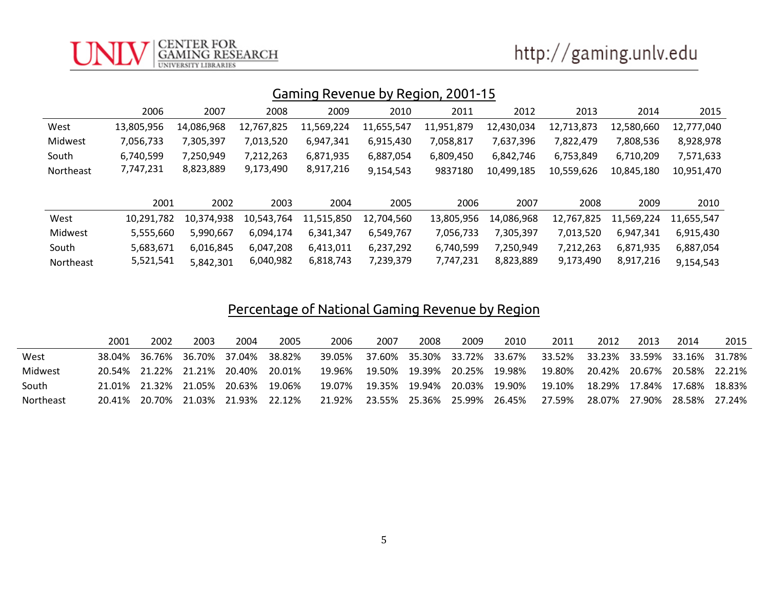## Gaming Revenue by Region, 2001-15

| | 2006 | 2007 | 2008 | 2009 | 2010 | 2011 | 2012 | 2013 | 2014 | 2015 |
|---|---|---|---|---|---|---|---|---|---|---|
| West | 13,805,956 | 14,086,968 | 12,767,825 | 11,569,224 | 11,655,547 | 11,951,879 | 12,430,034 | 12,713,873 | 12,580,660 | 12,777,040 |
| Midwest | 7,056,733 | 7,305,397 | 7,013,520 | 6,947,341 | 6,915,430 | 7,058,817 | 7,637,396 | 7,822,479 | 7,808,536 | 8,928,978 |
| South | 6,740,599 | 7,250,949 | 7,212,263 | 6,871,935 | 6,887,054 | 6,809,450 | 6,842,746 | 6,753,849 | 6,710,209 | 7,571,633 |
| Northeast | 7,747,231 | 8,823,889 | 9,173,490 | 8,917,216 | 9,154,543 | 9837180 | 10,499,185 | 10,559,626 | 10,845,180 | 10,951,470 |

| | 2001 | 2002 | 2003 | 2004 | 2005 | 2006 | 2007 | 2008 | 2009 | 2010 |
|---|---|---|---|---|---|---|---|---|---|---|
| West | 10,291,782 | 10,374,938 | 10,543,764 | 11,515,850 | 12,704,560 | 13,805,956 | 14,086,968 | 12,767,825 | 11,569,224 | 11,655,547 |
| Midwest | 5,555,660 | 5,990,667 | 6,094,174 | 6,341,347 | 6,549,767 | 7,056,733 | 7,305,397 | 7,013,520 | 6,947,341 | 6,915,430 |
| South | 5,683,671 | 6,016,845 | 6,047,208 | 6,413,011 | 6,237,292 | 6,740,599 | 7,250,949 | 7,212,263 | 6,871,935 | 6,887,054 |
| Northeast | 5,521,541 | 5,842,301 | 6,040,982 | 6,818,743 | 7,239,379 | 7,747,231 | 8,823,889 | 9,173,490 | 8,917,216 | 9,154,543 |

## Percentage of National Gaming Revenue by Region

| | 2001 | 2002 | 2003 | 2004 | 2005 | 2006 | 2007 | 2008 | 2009 | 2010 | 2011 | 2012 | 2013 | 2014 | 2015 |
|---|---|---|---|---|---|---|---|---|---|---|---|---|---|---|---|
| West | 38.04% | 36.76% | 36.70% | 37.04% | 38.82% | 39.05% | 37.60% | 35.30% | 33.72% | 33.67% | 33.52% | 33.23% | 33.59% | 33.16% | 31.78% |
| Midwest | 20.54% | 21.22% | 21.21% | 20.40% | 20.01% | 19.96% | 19.50% | 19.39% | 20.25% | 19.98% | 19.80% | 20.42% | 20.67% | 20.58% | 22.21% |
| South | 21.01% | 21.32% | 21.05% | 20.63% | 19.06% | 19.07% | 19.35% | 19.94% | 20.03% | 19.90% | 19.10% | 18.29% | 17.84% | 17.68% | 18.83% |
| Northeast | 20.41% | 20.70% | 21.03% | 21.93% | 22.12% | 21.92% | 23.55% | 25.36% | 25.99% | 26.45% | 27.59% | 28.07% | 27.90% | 28.58% | 27.24% |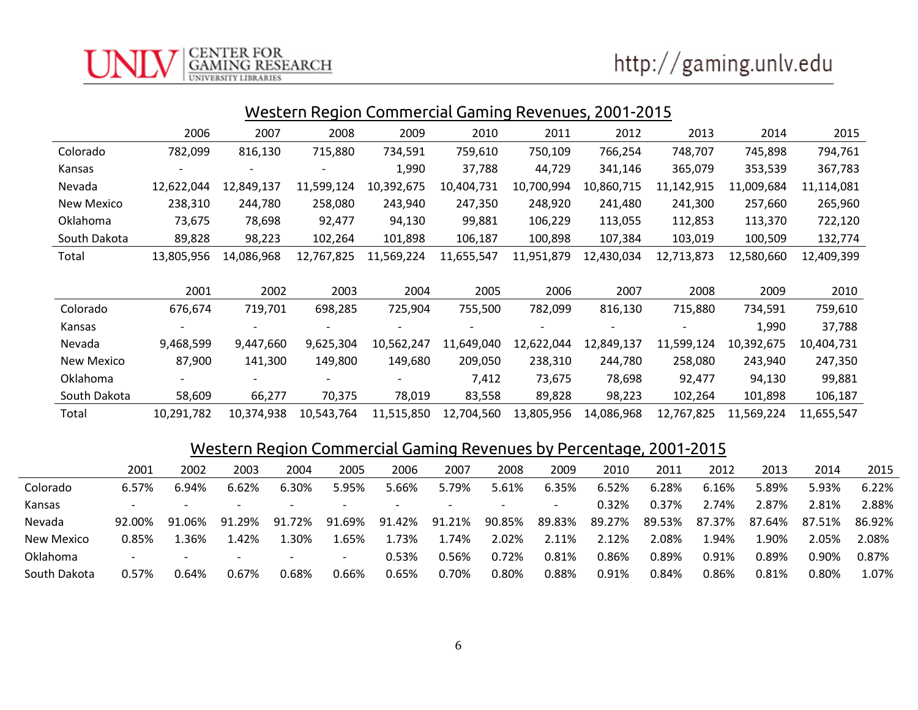## Western Region Commercial Gaming Revenues, 2001-2015

| | 2006 | 2007 | 2008 | 2009 | 2010 | 2011 | 2012 | 2013 | 2014 | 2015 |
|---|---|---|---|---|---|---|---|---|---|---|
| Colorado | 782,099 | 816,130 | 715,880 | 734,591 | 759,610 | 750,109 | 766,254 | 748,707 | 745,898 | 794,761 |
| Kansas | - | - | - | 1,990 | 37,788 | 44,729 | 341,146 | 365,079 | 353,539 | 367,783 |
| Nevada | 12,622,044 | 12,849,137 | 11,599,124 | 10,392,675 | 10,404,731 | 10,700,994 | 10,860,715 | 11,142,915 | 11,009,684 | 11,114,081 |
| New Mexico | 238,310 | 244,780 | 258,080 | 243,940 | 247,350 | 248,920 | 241,480 | 241,300 | 257,660 | 265,960 |
| Oklahoma | 73,675 | 78,698 | 92,477 | 94,130 | 99,881 | 106,229 | 113,055 | 112,853 | 113,370 | 722,120 |
| South Dakota | 89,828 | 98,223 | 102,264 | 101,898 | 106,187 | 100,898 | 107,384 | 103,019 | 100,509 | 132,774 |
| Total | 13,805,956 | 14,086,968 | 12,767,825 | 11,569,224 | 11,655,547 | 11,951,879 | 12,430,034 | 12,713,873 | 12,580,660 | 12,409,399 |

| | 2001 | 2002 | 2003 | 2004 | 2005 | 2006 | 2007 | 2008 | 2009 | 2010 |
|---|---|---|---|---|---|---|---|---|---|---|
| Colorado | 676,674 | 719,701 | 698,285 | 725,904 | 755,500 | 782,099 | 816,130 | 715,880 | 734,591 | 759,610 |
| Kansas | - | - | - | - | - | - | - | - | 1,990 | 37,788 |
| Nevada | 9,468,599 | 9,447,660 | 9,625,304 | 10,562,247 | 11,649,040 | 12,622,044 | 12,849,137 | 11,599,124 | 10,392,675 | 10,404,731 |
| New Mexico | 87,900 | 141,300 | 149,800 | 149,680 | 209,050 | 238,310 | 244,780 | 258,080 | 243,940 | 247,350 |
| Oklahoma | - | - | - | - | 7,412 | 73,675 | 78,698 | 92,477 | 94,130 | 99,881 |
| South Dakota | 58,609 | 66,277 | 70,375 | 78,019 | 83,558 | 89,828 | 98,223 | 102,264 | 101,898 | 106,187 |
| Total | 10,291,782 | 10,374,938 | 10,543,764 | 11,515,850 | 12,704,560 | 13,805,956 | 14,086,968 | 12,767,825 | 11,569,224 | 11,655,547 |

## Western Region Commercial Gaming Revenues by Percentage, 2001-2015

| | 2001 | 2002 | 2003 | 2004 | 2005 | 2006 | 2007 | 2008 | 2009 | 2010 | 2011 | 2012 | 2013 | 2014 | 2015 |
|---|---|---|---|---|---|---|---|---|---|---|---|---|---|---|---|
| Colorado | 6.57% | 6.94% | 6.62% | 6.30% | 5.95% | 5.66% | 5.79% | 5.61% | 6.35% | 6.52% | 6.28% | 6.16% | 5.89% | 5.93% | 6.22% |
| Kansas | - | - | - | - | - | - | - | - | - | 0.32% | 0.37% | 2.74% | 2.87% | 2.81% | 2.88% |
| Nevada | 92.00% | 91.06% | 91.29% | 91.72% | 91.69% | 91.42% | 91.21% | 90.85% | 89.83% | 89.27% | 89.53% | 87.37% | 87.64% | 87.51% | 86.92% |
| New Mexico | 0.85% | 1.36% | 1.42% | 1.30% | 1.65% | 1.73% | 1.74% | 2.02% | 2.11% | 2.12% | 2.08% | 1.94% | 1.90% | 2.05% | 2.08% |
| Oklahoma | - | - | - | - | - | 0.53% | 0.56% | 0.72% | 0.81% | 0.86% | 0.89% | 0.91% | 0.89% | 0.90% | 0.87% |
| South Dakota | 0.57% | 0.64% | 0.67% | 0.68% | 0.66% | 0.65% | 0.70% | 0.80% | 0.88% | 0.91% | 0.84% | 0.86% | 0.81% | 0.80% | 1.07% |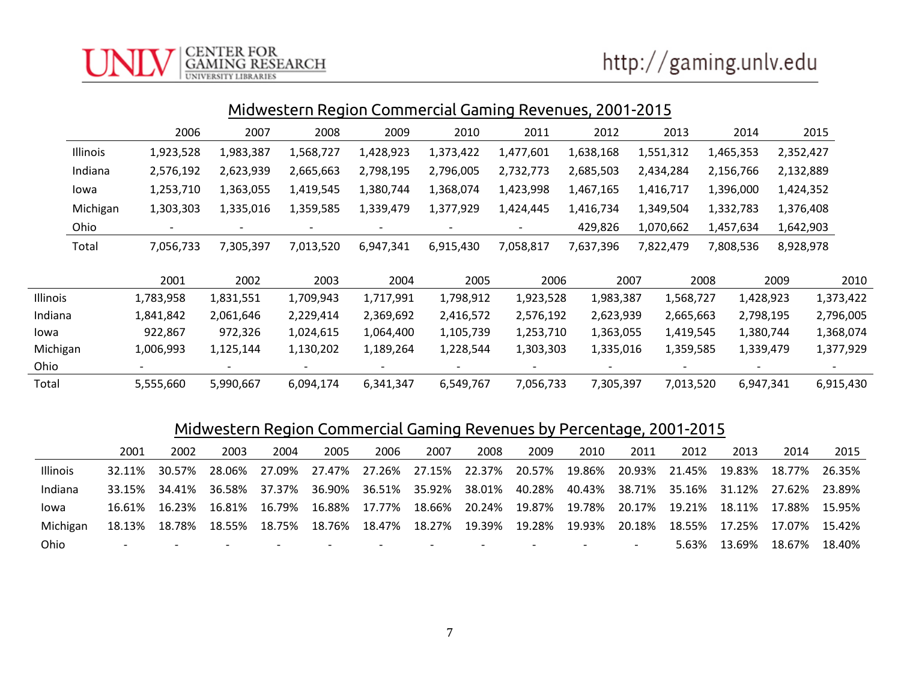## Midwestern Region Commercial Gaming Revenues, 2001-2015

| | 2006 | 2007 | 2008 | 2009 | 2010 | 2011 | 2012 | 2013 | 2014 | 2015 |
|---|---|---|---|---|---|---|---|---|---|---|
| Illinois | 1,923,528 | 1,983,387 | 1,568,727 | 1,428,923 | 1,373,422 | 1,477,601 | 1,638,168 | 1,551,312 | 1,465,353 | 2,352,427 |
| Indiana | 2,576,192 | 2,623,939 | 2,665,663 | 2,798,195 | 2,796,005 | 2,732,773 | 2,685,503 | 2,434,284 | 2,156,766 | 2,132,889 |
| Iowa | 1,253,710 | 1,363,055 | 1,419,545 | 1,380,744 | 1,368,074 | 1,423,998 | 1,467,165 | 1,416,717 | 1,396,000 | 1,424,352 |
| Michigan | 1,303,303 | 1,335,016 | 1,359,585 | 1,339,479 | 1,377,929 | 1,424,445 | 1,416,734 | 1,349,504 | 1,332,783 | 1,376,408 |
| Ohio | - | - | - | - | - | - | 429,826 | 1,070,662 | 1,457,634 | 1,642,903 |
| Total | 7,056,733 | 7,305,397 | 7,013,520 | 6,947,341 | 6,915,430 | 7,058,817 | 7,637,396 | 7,822,479 | 7,808,536 | 8,928,978 |

| | 2001 | 2002 | 2003 | 2004 | 2005 | 2006 | 2007 | 2008 | 2009 | 2010 |
|---|---|---|---|---|---|---|---|---|---|---|
| Illinois | 1,783,958 | 1,831,551 | 1,709,943 | 1,717,991 | 1,798,912 | 1,923,528 | 1,983,387 | 1,568,727 | 1,428,923 | 1,373,422 |
| Indiana | 1,841,842 | 2,061,646 | 2,229,414 | 2,369,692 | 2,416,572 | 2,576,192 | 2,623,939 | 2,665,663 | 2,798,195 | 2,796,005 |
| Iowa | 922,867 | 972,326 | 1,024,615 | 1,064,400 | 1,105,739 | 1,253,710 | 1,363,055 | 1,419,545 | 1,380,744 | 1,368,074 |
| Michigan | 1,006,993 | 1,125,144 | 1,130,202 | 1,189,264 | 1,228,544 | 1,303,303 | 1,335,016 | 1,359,585 | 1,339,479 | 1,377,929 |
| Ohio | - | - | - | - | - | - | - | - | - | - |
| Total | 5,555,660 | 5,990,667 | 6,094,174 | 6,341,347 | 6,549,767 | 7,056,733 | 7,305,397 | 7,013,520 | 6,947,341 | 6,915,430 |

## Midwestern Region Commercial Gaming Revenues by Percentage, 2001-2015

| | 2001 | 2002 | 2003 | 2004 | 2005 | 2006 | 2007 | 2008 | 2009 | 2010 | 2011 | 2012 | 2013 | 2014 | 2015 |
|---|---|---|---|---|---|---|---|---|---|---|---|---|---|---|---|
| Illinois | 32.11% | 30.57% | 28.06% | 27.09% | 27.47% | 27.26% | 27.15% | 22.37% | 20.57% | 19.86% | 20.93% | 21.45% | 19.83% | 18.77% | 26.35% |
| Indiana | 33.15% | 34.41% | 36.58% | 37.37% | 36.90% | 36.51% | 35.92% | 38.01% | 40.28% | 40.43% | 38.71% | 35.16% | 31.12% | 27.62% | 23.89% |
| Iowa | 16.61% | 16.23% | 16.81% | 16.79% | 16.88% | 17.77% | 18.66% | 20.24% | 19.87% | 19.78% | 20.17% | 19.21% | 18.11% | 17.88% | 15.95% |
| Michigan | 18.13% | 18.78% | 18.55% | 18.75% | 18.76% | 18.47% | 18.27% | 19.39% | 19.28% | 19.93% | 20.18% | 18.55% | 17.25% | 17.07% | 15.42% |
| Ohio | - | - | - | - | - | - | - | - | - | - | - | 5.63% | 13.69% | 18.67% | 18.40% |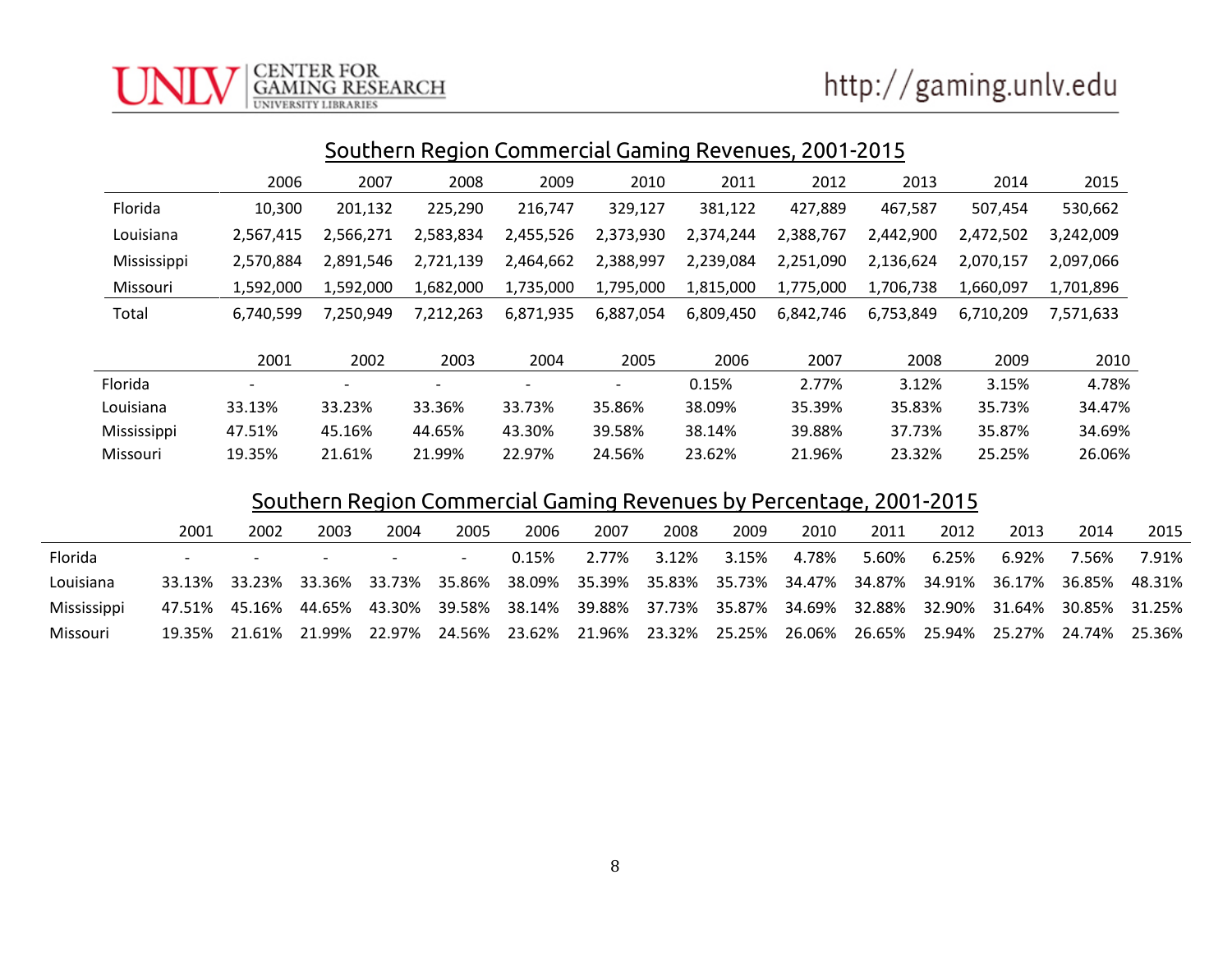## Southern Region Commercial Gaming Revenues, 2001-2015

| | 2006 | 2007 | 2008 | 2009 | 2010 | 2011 | 2012 | 2013 | 2014 | 2015 |
|---|---|---|---|---|---|---|---|---|---|---|
| Florida | 10,300 | 201,132 | 225,290 | 216,747 | 329,127 | 381,122 | 427,889 | 467,587 | 507,454 | 530,662 |
| Louisiana | 2,567,415 | 2,566,271 | 2,583,834 | 2,455,526 | 2,373,930 | 2,374,244 | 2,388,767 | 2,442,900 | 2,472,502 | 3,242,009 |
| Mississippi | 2,570,884 | 2,891,546 | 2,721,139 | 2,464,662 | 2,388,997 | 2,239,084 | 2,251,090 | 2,136,624 | 2,070,157 | 2,097,066 |
| Missouri | 1,592,000 | 1,592,000 | 1,682,000 | 1,735,000 | 1,795,000 | 1,815,000 | 1,775,000 | 1,706,738 | 1,660,097 | 1,701,896 |
| Total | 6,740,599 | 7,250,949 | 7,212,263 | 6,871,935 | 6,887,054 | 6,809,450 | 6,842,746 | 6,753,849 | 6,710,209 | 7,571,633 |

| | 2001 | 2002 | 2003 | 2004 | 2005 | 2006 | 2007 | 2008 | 2009 | 2010 |
|---|---|---|---|---|---|---|---|---|---|---|
| Florida | - | - | - | - | - | 0.15% | 2.77% | 3.12% | 3.15% | 4.78% |
| Louisiana | 33.13% | 33.23% | 33.36% | 33.73% | 35.86% | 38.09% | 35.39% | 35.83% | 35.73% | 34.47% |
| Mississippi | 47.51% | 45.16% | 44.65% | 43.30% | 39.58% | 38.14% | 39.88% | 37.73% | 35.87% | 34.69% |
| Missouri | 19.35% | 21.61% | 21.99% | 22.97% | 24.56% | 23.62% | 21.96% | 23.32% | 25.25% | 26.06% |

## Southern Region Commercial Gaming Revenues by Percentage, 2001-2015

| | 2001 | 2002 | 2003 | 2004 | 2005 | 2006 | 2007 | 2008 | 2009 | 2010 | 2011 | 2012 | 2013 | 2014 | 2015 |
|---|---|---|---|---|---|---|---|---|---|---|---|---|---|---|---|
| Florida | - | - | - | - | - | 0.15% | 2.77% | 3.12% | 3.15% | 4.78% | 5.60% | 6.25% | 6.92% | 7.56% | 7.91% |
| Louisiana | 33.13% | 33.23% | 33.36% | 33.73% | 35.86% | 38.09% | 35.39% | 35.83% | 35.73% | 34.47% | 34.87% | 34.91% | 36.17% | 36.85% | 48.31% |
| Mississippi | 47.51% | 45.16% | 44.65% | 43.30% | 39.58% | 38.14% | 39.88% | 37.73% | 35.87% | 34.69% | 32.88% | 32.90% | 31.64% | 30.85% | 31.25% |
| Missouri | 19.35% | 21.61% | 21.99% | 22.97% | 24.56% | 23.62% | 21.96% | 23.32% | 25.25% | 26.06% | 26.65% | 25.94% | 25.27% | 24.74% | 25.36% |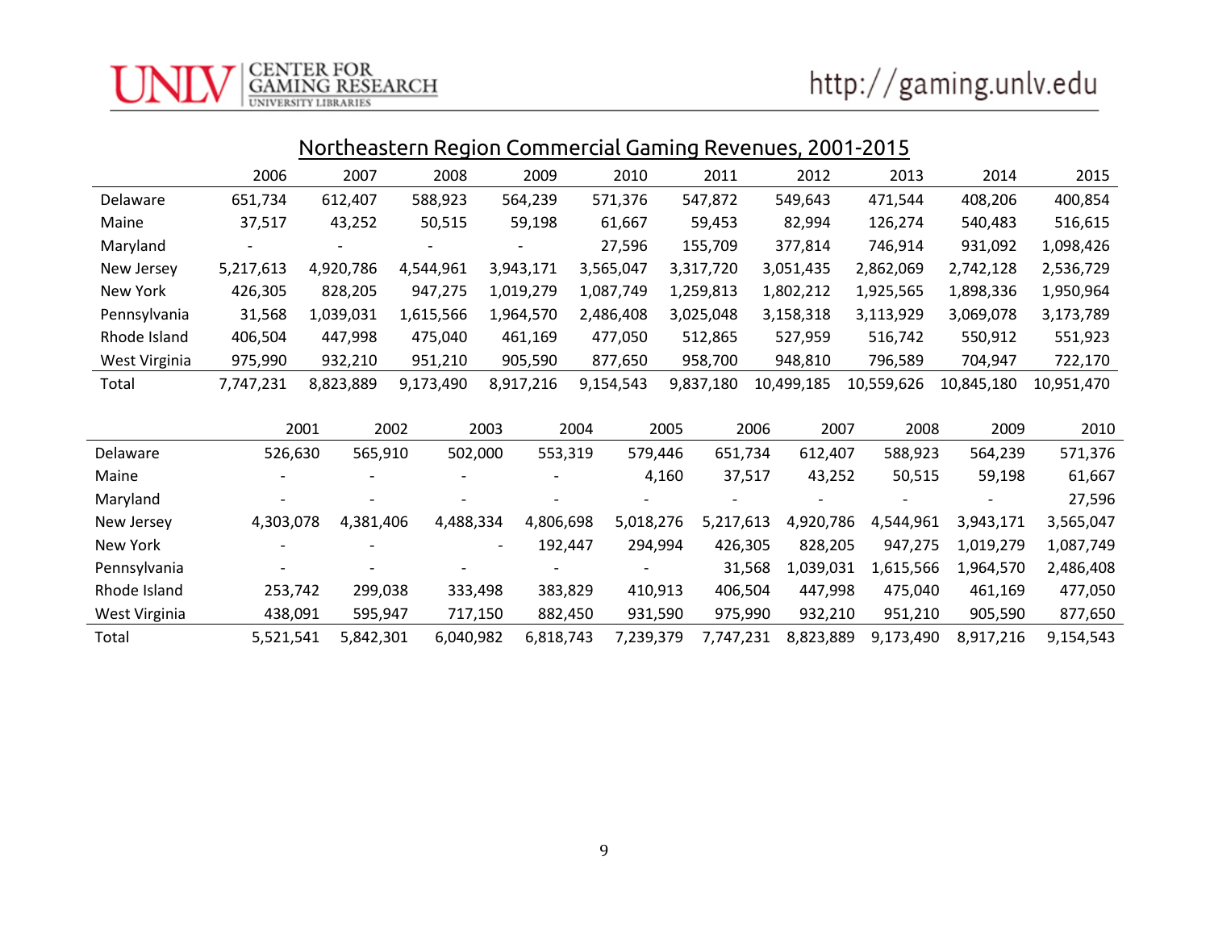## Northeastern Region Commercial Gaming Revenues, 2001-2015

| | 2006 | 2007 | 2008 | 2009 | 2010 | 2011 | 2012 | 2013 | 2014 | 2015 |
|---|---|---|---|---|---|---|---|---|---|---|
| Delaware | 651,734 | 612,407 | 588,923 | 564,239 | 571,376 | 547,872 | 549,643 | 471,544 | 408,206 | 400,854 |
| Maine | 37,517 | 43,252 | 50,515 | 59,198 | 61,667 | 59,453 | 82,994 | 126,274 | 540,483 | 516,615 |
| Maryland | - | - | - | - | 27,596 | 155,709 | 377,814 | 746,914 | 931,092 | 1,098,426 |
| New Jersey | 5,217,613 | 4,920,786 | 4,544,961 | 3,943,171 | 3,565,047 | 3,317,720 | 3,051,435 | 2,862,069 | 2,742,128 | 2,536,729 |
| New York | 426,305 | 828,205 | 947,275 | 1,019,279 | 1,087,749 | 1,259,813 | 1,802,212 | 1,925,565 | 1,898,336 | 1,950,964 |
| Pennsylvania | 31,568 | 1,039,031 | 1,615,566 | 1,964,570 | 2,486,408 | 3,025,048 | 3,158,318 | 3,113,929 | 3,069,078 | 3,173,789 |
| Rhode Island | 406,504 | 447,998 | 475,040 | 461,169 | 477,050 | 512,865 | 527,959 | 516,742 | 550,912 | 551,923 |
| West Virginia | 975,990 | 932,210 | 951,210 | 905,590 | 877,650 | 958,700 | 948,810 | 796,589 | 704,947 | 722,170 |
| Total | 7,747,231 | 8,823,889 | 9,173,490 | 8,917,216 | 9,154,543 | 9,837,180 | 10,499,185 | 10,559,626 | 10,845,180 | 10,951,470 |

| | 2001 | 2002 | 2003 | 2004 | 2005 | 2006 | 2007 | 2008 | 2009 | 2010 |
|---|---|---|---|---|---|---|---|---|---|---|
| Delaware | 526,630 | 565,910 | 502,000 | 553,319 | 579,446 | 651,734 | 612,407 | 588,923 | 564,239 | 571,376 |
| Maine | - | - | - | - | 4,160 | 37,517 | 43,252 | 50,515 | 59,198 | 61,667 |
| Maryland | - | - | - | - | - | - | - | - | - | 27,596 |
| New Jersey | 4,303,078 | 4,381,406 | 4,488,334 | 4,806,698 | 5,018,276 | 5,217,613 | 4,920,786 | 4,544,961 | 3,943,171 | 3,565,047 |
| New York | - | - | - | 192,447 | 294,994 | 426,305 | 828,205 | 947,275 | 1,019,279 | 1,087,749 |
| Pennsylvania | - | - | - | - | - | 31,568 | 1,039,031 | 1,615,566 | 1,964,570 | 2,486,408 |
| Rhode Island | 253,742 | 299,038 | 333,498 | 383,829 | 410,913 | 406,504 | 447,998 | 475,040 | 461,169 | 477,050 |
| West Virginia | 438,091 | 595,947 | 717,150 | 882,450 | 931,590 | 975,990 | 932,210 | 951,210 | 905,590 | 877,650 |
| Total | 5,521,541 | 5,842,301 | 6,040,982 | 6,818,743 | 7,239,379 | 7,747,231 | 8,823,889 | 9,173,490 | 8,917,216 | 9,154,543 |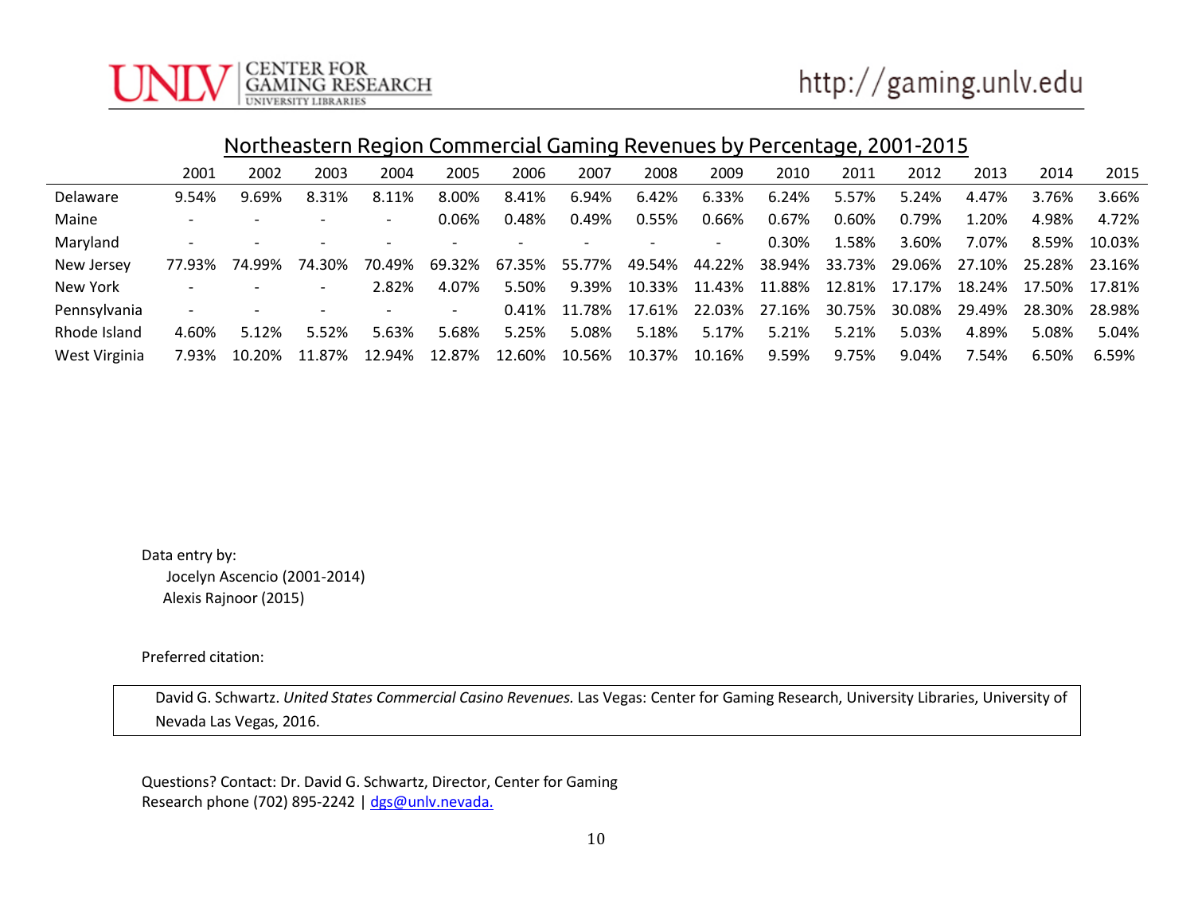## Northeastern Region Commercial Gaming Revenues by Percentage, 2001-2015

| | 2001 | 2002 | 2003 | 2004 | 2005 | 2006 | 2007 | 2008 | 2009 | 2010 | 2011 | 2012 | 2013 | 2014 | 2015 |
|---|---|---|---|---|---|---|---|---|---|---|---|---|---|---|---|
| Delaware | 9.54% | 9.69% | 8.31% | 8.11% | 8.00% | 8.41% | 6.94% | 6.42% | 6.33% | 6.24% | 5.57% | 5.24% | 4.47% | 3.76% | 3.66% |
| Maine | - | - | - | - | 0.06% | 0.48% | 0.49% | 0.55% | 0.66% | 0.67% | 0.60% | 0.79% | 1.20% | 4.98% | 4.72% |
| Maryland | - | - | - | - | - | - | - | - | - | 0.30% | 1.58% | 3.60% | 7.07% | 8.59% | 10.03% |
| New Jersey | 77.93% | 74.99% | 74.30% | 70.49% | 69.32% | 67.35% | 55.77% | 49.54% | 44.22% | 38.94% | 33.73% | 29.06% | 27.10% | 25.28% | 23.16% |
| New York | - | - | - | 2.82% | 4.07% | 5.50% | 9.39% | 10.33% | 11.43% | 11.88% | 12.81% | 17.17% | 18.24% | 17.50% | 17.81% |
| Pennsylvania | - | - | - | - | - | 0.41% | 11.78% | 17.61% | 22.03% | 27.16% | 30.75% | 30.08% | 29.49% | 28.30% | 28.98% |
| Rhode Island | 4.60% | 5.12% | 5.52% | 5.63% | 5.68% | 5.25% | 5.08% | 5.18% | 5.17% | 5.21% | 5.21% | 5.03% | 4.89% | 5.08% | 5.04% |
| West Virginia | 7.93% | 10.20% | 11.87% | 12.94% | 12.87% | 12.60% | 10.56% | 10.37% | 10.16% | 9.59% | 9.75% | 9.04% | 7.54% | 6.50% | 6.59% |

Data entry by:
Jocelyn Ascencio (2001-2014)
Alexis Rajnoor (2015)

Preferred citation:

David G. Schwartz. *United States Commercial Casino Revenues.* Las Vegas: Center for Gaming Research, University Libraries, University of Nevada Las Vegas, 2016.

Questions? Contact: Dr. David G. Schwartz, Director, Center for Gaming Research phone (702) 895-2242 | dgs@unlv.nevada.